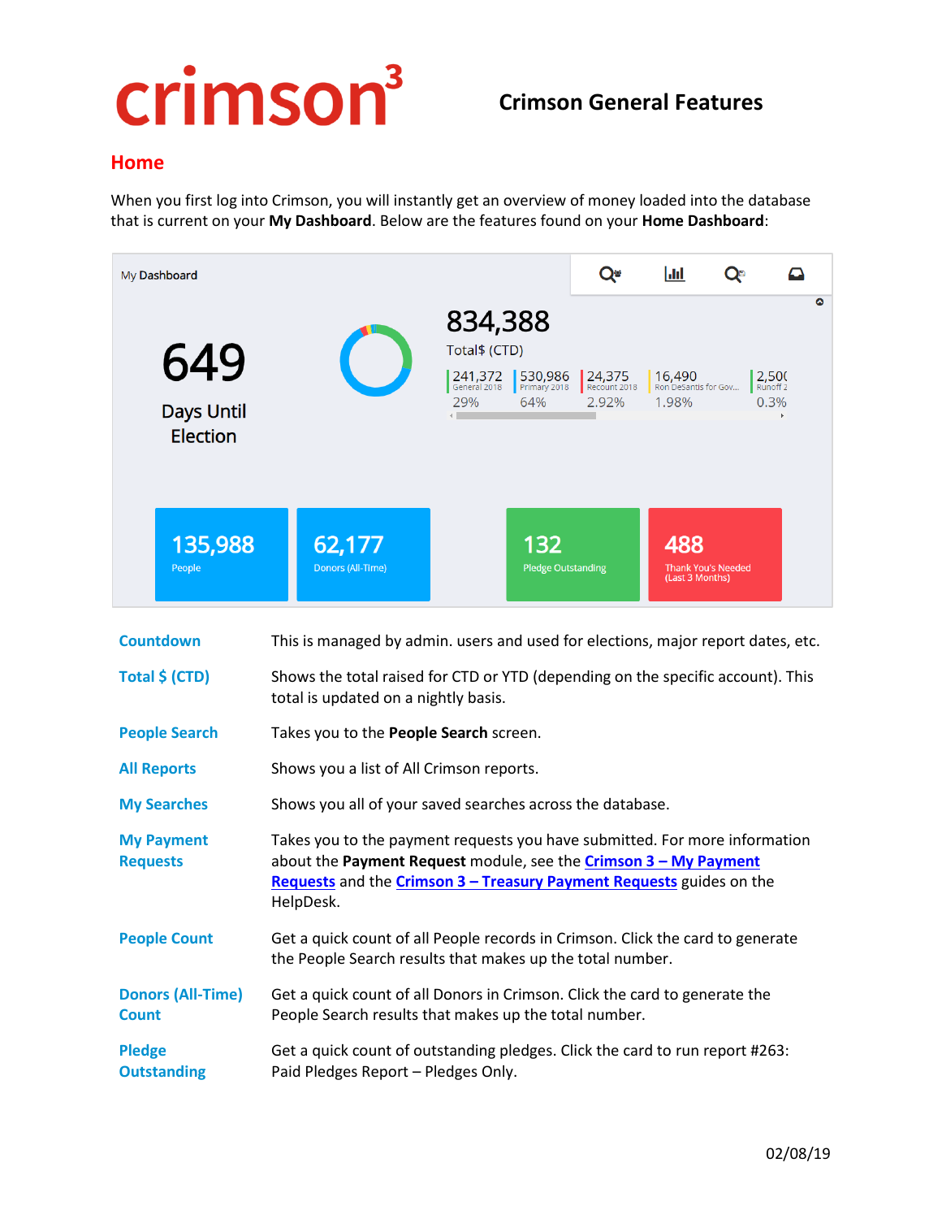# crimson³

## Crimson General Features

## Home

When you first log into Crimson, you will instantly get an overview of money loaded into the database that is current on your **My Dashboard**. Below are the features found on your **Home Dashboard**:

| | |
|---|---|
| **Countdown** | This is managed by admin. users and used for elections, major report dates, etc. |
| **Total $ (CTD)** | Shows the total raised for CTD or YTD (depending on the specific account). This total is updated on a nightly basis. |
| **People Search** | Takes you to the **People Search** screen. |
| **All Reports** | Shows you a list of All Crimson reports. |
| **My Searches** | Shows you all of your saved searches across the database. |
| **My Payment Requests** | Takes you to the payment requests you have submitted. For more information about the **Payment Request** module, see the **Crimson 3 – My Payment Requests** and the **Crimson 3 – Treasury Payment Requests** guides on the HelpDesk. |
| **People Count** | Get a quick count of all People records in Crimson. Click the card to generate the People Search results that makes up the total number. |
| **Donors (All-Time) Count** | Get a quick count of all Donors in Crimson. Click the card to generate the People Search results that makes up the total number. |
| **Pledge Outstanding** | Get a quick count of outstanding pledges. Click the card to run report #263: Paid Pledges Report – Pledges Only. |

02/08/19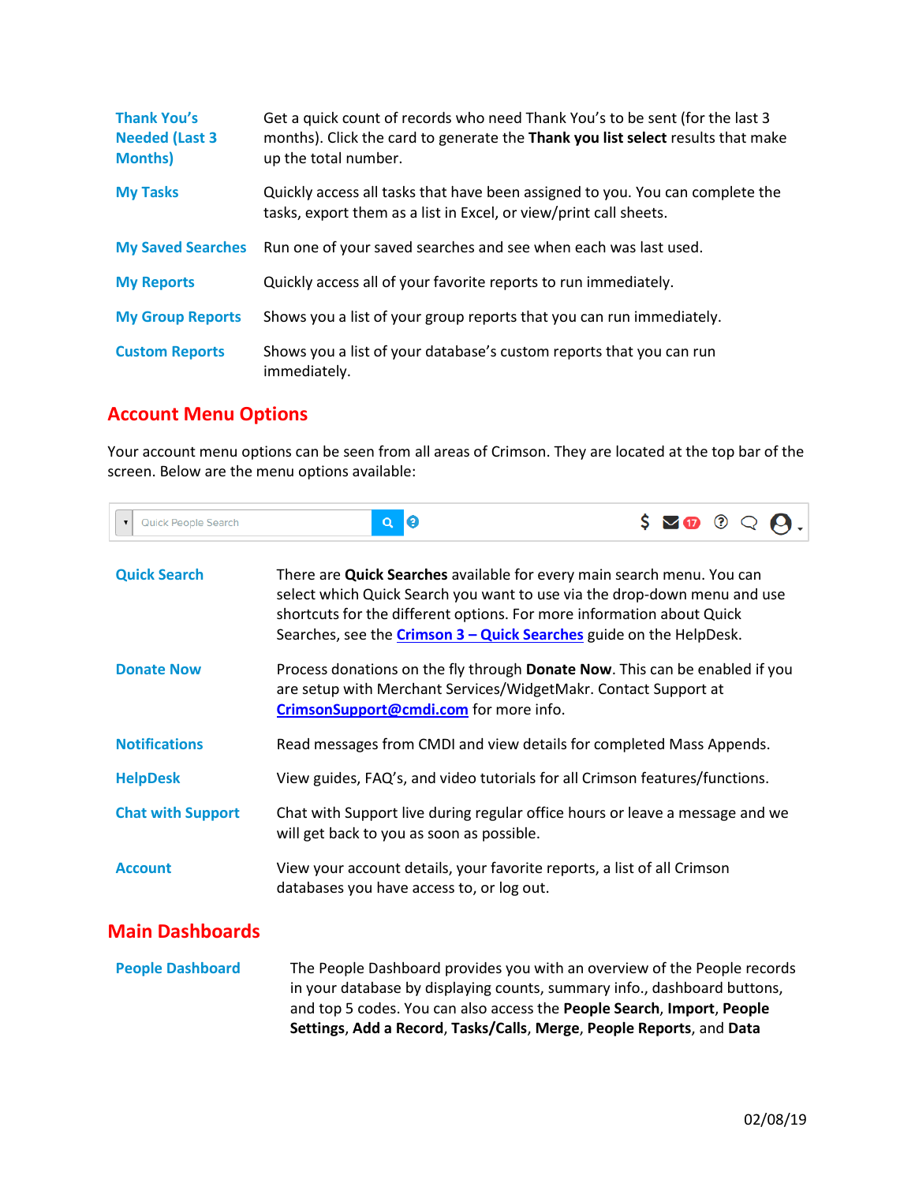| | |
|---|---|
| **Thank You's Needed (Last 3 Months)** | Get a quick count of records who need Thank You's to be sent (for the last 3 months). Click the card to generate the **Thank you list select** results that make up the total number. |
| **My Tasks** | Quickly access all tasks that have been assigned to you. You can complete the tasks, export them as a list in Excel, or view/print call sheets. |
| **My Saved Searches** | Run one of your saved searches and see when each was last used. |
| **My Reports** | Quickly access all of your favorite reports to run immediately. |
| **My Group Reports** | Shows you a list of your group reports that you can run immediately. |
| **Custom Reports** | Shows you a list of your database's custom reports that you can run immediately. |

## Account Menu Options

Your account menu options can be seen from all areas of Crimson. They are located at the top bar of the screen. Below are the menu options available:

| | |
|---|---|
| **Quick Search** | There are **Quick Searches** available for every main search menu. You can select which Quick Search you want to use via the drop-down menu and use shortcuts for the different options. For more information about Quick Searches, see the **Crimson 3 – Quick Searches** guide on the HelpDesk. |
| **Donate Now** | Process donations on the fly through **Donate Now**. This can be enabled if you are setup with Merchant Services/WidgetMakr. Contact Support at **CrimsonSupport@cmdi.com** for more info. |
| **Notifications** | Read messages from CMDI and view details for completed Mass Appends. |
| **HelpDesk** | View guides, FAQ's, and video tutorials for all Crimson features/functions. |
| **Chat with Support** | Chat with Support live during regular office hours or leave a message and we will get back to you as soon as possible. |
| **Account** | View your account details, your favorite reports, a list of all Crimson databases you have access to, or log out. |

## Main Dashboards

| | |
|---|---|
| **People Dashboard** | The People Dashboard provides you with an overview of the People records in your database by displaying counts, summary info., dashboard buttons, and top 5 codes. You can also access the **People Search**, **Import**, **People Settings**, **Add a Record**, **Tasks/Calls**, **Merge**, **People Reports**, and **Data** |

02/08/19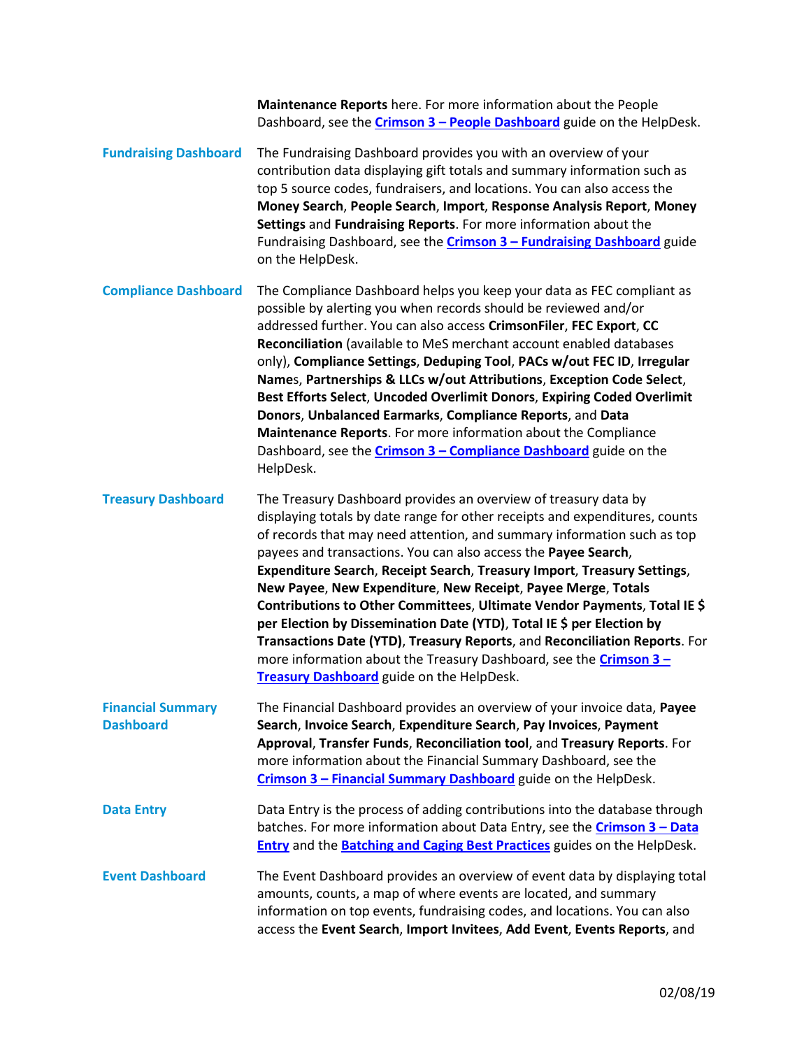**Maintenance Reports** here. For more information about the People Dashboard, see the **Crimson 3 – People Dashboard** guide on the HelpDesk.

**Fundraising Dashboard**

The Fundraising Dashboard provides you with an overview of your contribution data displaying gift totals and summary information such as top 5 source codes, fundraisers, and locations. You can also access the **Money Search**, **People Search**, **Import**, **Response Analysis Report**, **Money Settings** and **Fundraising Reports**. For more information about the Fundraising Dashboard, see the **Crimson 3 – Fundraising Dashboard** guide on the HelpDesk.

**Compliance Dashboard**

The Compliance Dashboard helps you keep your data as FEC compliant as possible by alerting you when records should be reviewed and/or addressed further. You can also access **CrimsonFiler**, **FEC Export**, **CC Reconciliation** (available to MeS merchant account enabled databases only), **Compliance Settings**, **Deduping Tool**, **PACs w/out FEC ID**, **Irregular Name**s, **Partnerships & LLCs w/out Attributions**, **Exception Code Select**, **Best Efforts Select**, **Uncoded Overlimit Donors**, **Expiring Coded Overlimit Donors**, **Unbalanced Earmarks**, **Compliance Reports**, and **Data Maintenance Reports**. For more information about the Compliance Dashboard, see the **Crimson 3 – Compliance Dashboard** guide on the HelpDesk.

**Treasury Dashboard**

The Treasury Dashboard provides an overview of treasury data by displaying totals by date range for other receipts and expenditures, counts of records that may need attention, and summary information such as top payees and transactions. You can also access the **Payee Search**, **Expenditure Search**, **Receipt Search**, **Treasury Import**, **Treasury Settings**, **New Payee**, **New Expenditure**, **New Receipt**, **Payee Merge**, **Totals Contributions to Other Committees**, **Ultimate Vendor Payments**, **Total IE $ per Election by Dissemination Date (YTD)**, **Total IE $ per Election by Transactions Date (YTD)**, **Treasury Reports**, and **Reconciliation Reports**. For more information about the Treasury Dashboard, see the **Crimson 3 – Treasury Dashboard** guide on the HelpDesk.

**Financial Summary Dashboard**

The Financial Dashboard provides an overview of your invoice data, **Payee Search**, **Invoice Search**, **Expenditure Search**, **Pay Invoices**, **Payment Approval**, **Transfer Funds**, **Reconciliation tool**, and **Treasury Reports**. For more information about the Financial Summary Dashboard, see the **Crimson 3 – Financial Summary Dashboard** guide on the HelpDesk.

**Data Entry**

Data Entry is the process of adding contributions into the database through batches. For more information about Data Entry, see the **Crimson 3 – Data Entry** and the **Batching and Caging Best Practices** guides on the HelpDesk.

**Event Dashboard**

The Event Dashboard provides an overview of event data by displaying total amounts, counts, a map of where events are located, and summary information on top events, fundraising codes, and locations. You can also access the **Event Search**, **Import Invitees**, **Add Event**, **Events Reports**, and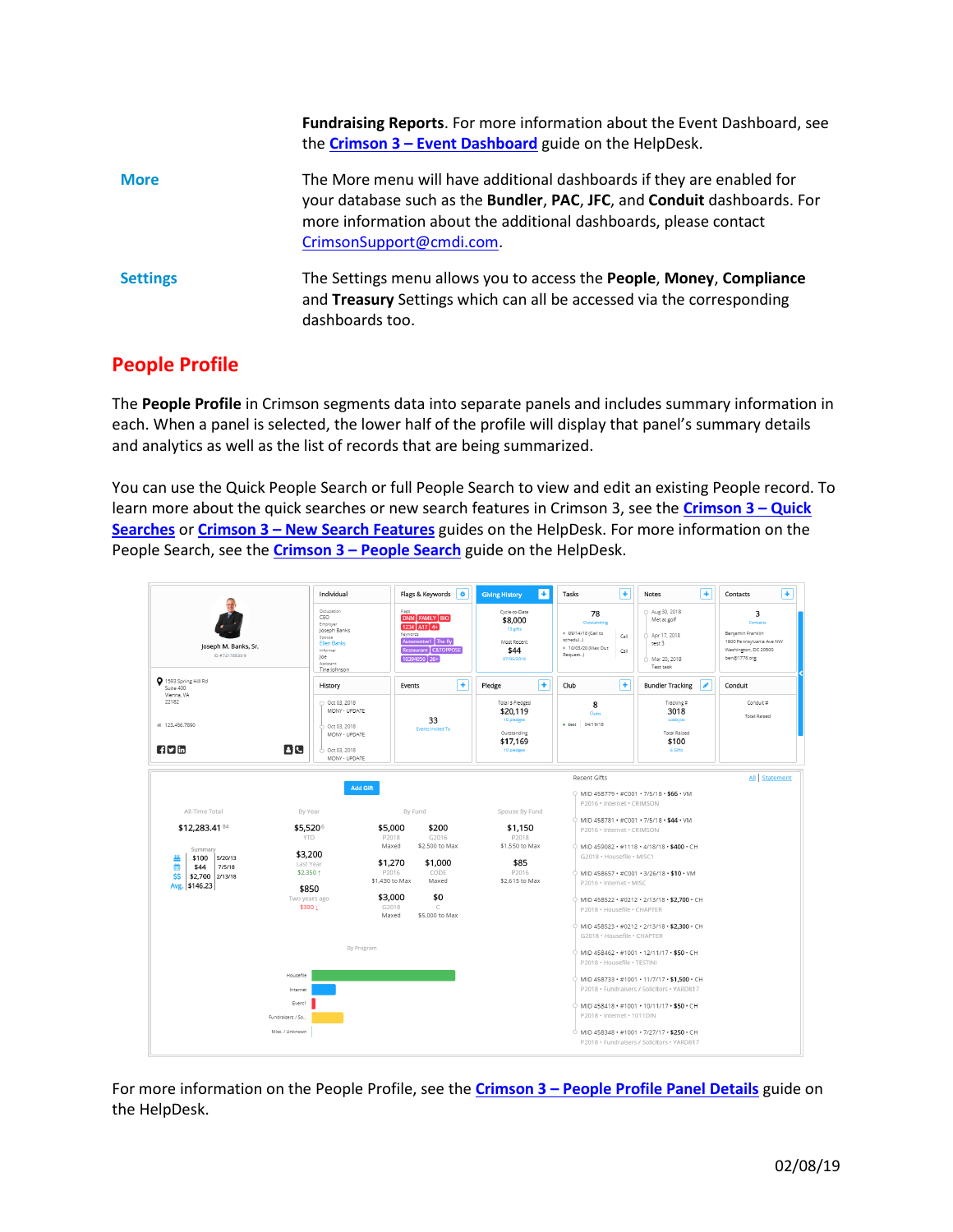**Fundraising Reports**. For more information about the Event Dashboard, see the Crimson 3 – Event Dashboard guide on the HelpDesk.

| | |
|---|---|
| **More** | The More menu will have additional dashboards if they are enabled for your database such as the **Bundler**, **PAC**, **JFC**, and **Conduit** dashboards. For more information about the additional dashboards, please contact CrimsonSupport@cmdi.com. |
| **Settings** | The Settings menu allows you to access the **People**, **Money**, **Compliance** and **Treasury** Settings which can all be accessed via the corresponding dashboards too. |

## People Profile

The **People Profile** in Crimson segments data into separate panels and includes summary information in each. When a panel is selected, the lower half of the profile will display that panel's summary details and analytics as well as the list of records that are being summarized.

You can use the Quick People Search or full People Search to view and edit an existing People record. To learn more about the quick searches or new search features in Crimson 3, see the Crimson 3 – Quick Searches or Crimson 3 – New Search Features guides on the HelpDesk. For more information on the People Search, see the Crimson 3 – People Search guide on the HelpDesk.

For more information on the People Profile, see the Crimson 3 – People Profile Panel Details guide on the HelpDesk.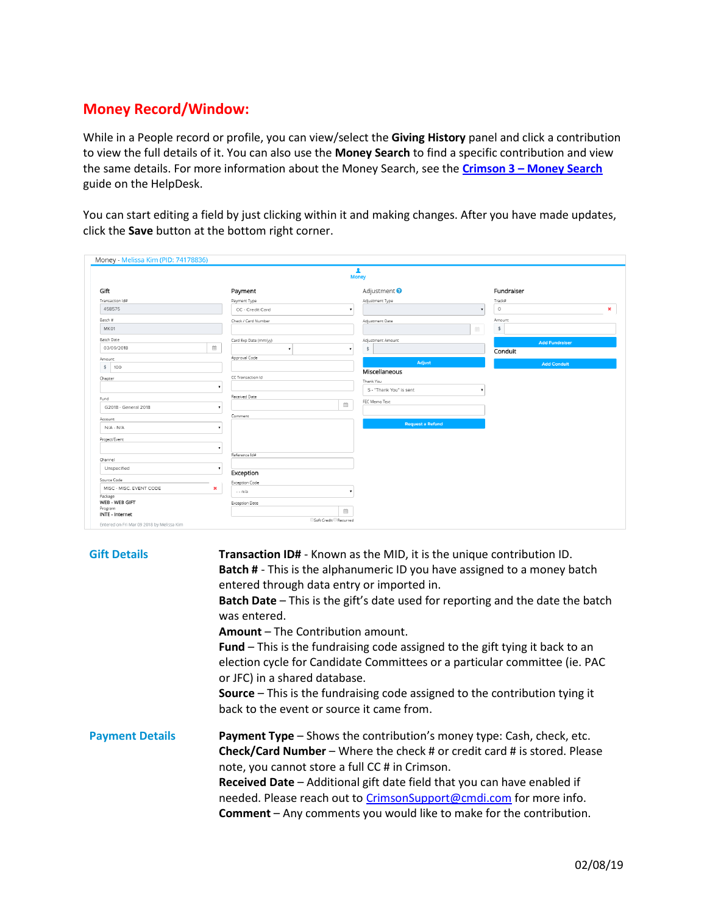## Money Record/Window:

While in a People record or profile, you can view/select the **Giving History** panel and click a contribution to view the full details of it. You can also use the **Money Search** to find a specific contribution and view the same details. For more information about the Money Search, see the **Crimson 3 – Money Search** guide on the HelpDesk.

You can start editing a field by just clicking within it and making changes. After you have made updates, click the **Save** button at the bottom right corner.

**Gift Details**

**Transaction ID#** - Known as the MID, it is the unique contribution ID.
**Batch #** - This is the alphanumeric ID you have assigned to a money batch entered through data entry or imported in.
**Batch Date** – This is the gift's date used for reporting and the date the batch was entered.
**Amount** – The Contribution amount.
**Fund** – This is the fundraising code assigned to the gift tying it back to an election cycle for Candidate Committees or a particular committee (ie. PAC or JFC) in a shared database.
**Source** – This is the fundraising code assigned to the contribution tying it back to the event or source it came from.

**Payment Details**

**Payment Type** – Shows the contribution's money type: Cash, check, etc.
**Check/Card Number** – Where the check # or credit card # is stored. Please note, you cannot store a full CC # in Crimson.
**Received Date** – Additional gift date field that you can have enabled if needed. Please reach out to CrimsonSupport@cmdi.com for more info.
**Comment** – Any comments you would like to make for the contribution.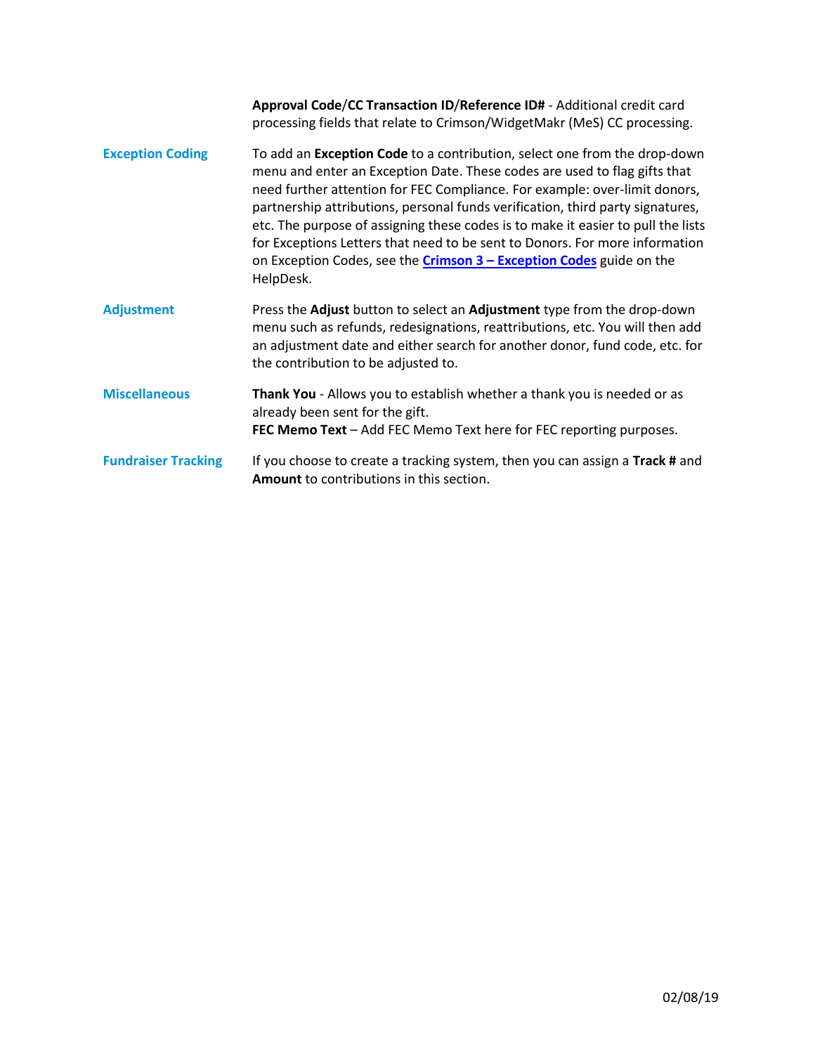**Approval Code**/**CC Transaction ID**/**Reference ID#** - Additional credit card processing fields that relate to Crimson/WidgetMakr (MeS) CC processing.

**Exception Coding**

To add an **Exception Code** to a contribution, select one from the drop-down menu and enter an Exception Date. These codes are used to flag gifts that need further attention for FEC Compliance. For example: over-limit donors, partnership attributions, personal funds verification, third party signatures, etc. The purpose of assigning these codes is to make it easier to pull the lists for Exceptions Letters that need to be sent to Donors. For more information on Exception Codes, see the **Crimson 3 – Exception Codes** guide on the HelpDesk.

**Adjustment**

Press the **Adjust** button to select an **Adjustment** type from the drop-down menu such as refunds, redesignations, reattributions, etc. You will then add an adjustment date and either search for another donor, fund code, etc. for the contribution to be adjusted to.

**Miscellaneous**

**Thank You** - Allows you to establish whether a thank you is needed or as already been sent for the gift.
**FEC Memo Text** – Add FEC Memo Text here for FEC reporting purposes.

**Fundraiser Tracking**

If you choose to create a tracking system, then you can assign a **Track #** and **Amount** to contributions in this section.

02/08/19